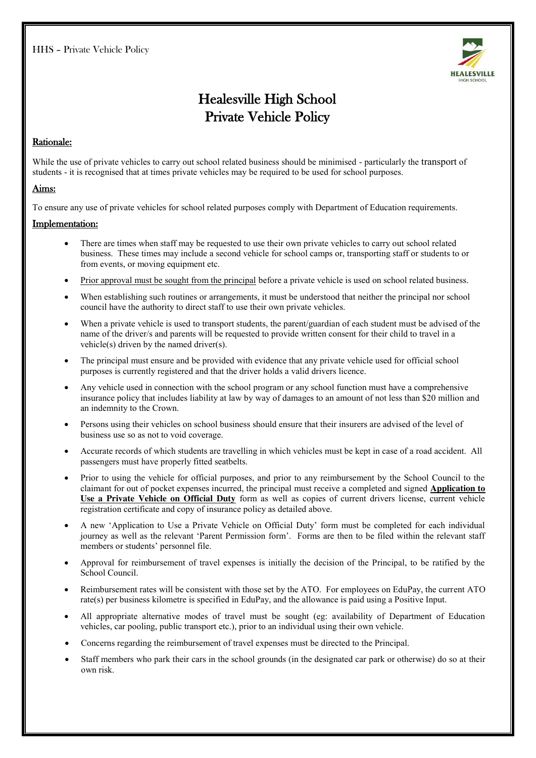# Healesville High School
# Private Vehicle Policy

## Rationale:

While the use of private vehicles to carry out school related business should be minimised - particularly the transport of students - it is recognised that at times private vehicles may be required to be used for school purposes.

## Aims:

To ensure any use of private vehicles for school related purposes comply with Department of Education requirements.

## Implementation:

- There are times when staff may be requested to use their own private vehicles to carry out school related business. These times may include a second vehicle for school camps or, transporting staff or students to or from events, or moving equipment etc.
- Prior approval must be sought from the principal before a private vehicle is used on school related business.
- When establishing such routines or arrangements, it must be understood that neither the principal nor school council have the authority to direct staff to use their own private vehicles.
- When a private vehicle is used to transport students, the parent/guardian of each student must be advised of the name of the driver/s and parents will be requested to provide written consent for their child to travel in a vehicle(s) driven by the named driver(s).
- The principal must ensure and be provided with evidence that any private vehicle used for official school purposes is currently registered and that the driver holds a valid drivers licence.
- Any vehicle used in connection with the school program or any school function must have a comprehensive insurance policy that includes liability at law by way of damages to an amount of not less than $20 million and an indemnity to the Crown.
- Persons using their vehicles on school business should ensure that their insurers are advised of the level of business use so as not to void coverage.
- Accurate records of which students are travelling in which vehicles must be kept in case of a road accident. All passengers must have properly fitted seatbelts.
- Prior to using the vehicle for official purposes, and prior to any reimbursement by the School Council to the claimant for out of pocket expenses incurred, the principal must receive a completed and signed **Application to Use a Private Vehicle on Official Duty** form as well as copies of current drivers license, current vehicle registration certificate and copy of insurance policy as detailed above.
- A new 'Application to Use a Private Vehicle on Official Duty' form must be completed for each individual journey as well as the relevant 'Parent Permission form'. Forms are then to be filed within the relevant staff members or students' personnel file.
- Approval for reimbursement of travel expenses is initially the decision of the Principal, to be ratified by the School Council.
- Reimbursement rates will be consistent with those set by the ATO. For employees on EduPay, the current ATO rate(s) per business kilometre is specified in EduPay, and the allowance is paid using a Positive Input.
- All appropriate alternative modes of travel must be sought (eg: availability of Department of Education vehicles, car pooling, public transport etc.), prior to an individual using their own vehicle.
- Concerns regarding the reimbursement of travel expenses must be directed to the Principal.
- Staff members who park their cars in the school grounds (in the designated car park or otherwise) do so at their own risk.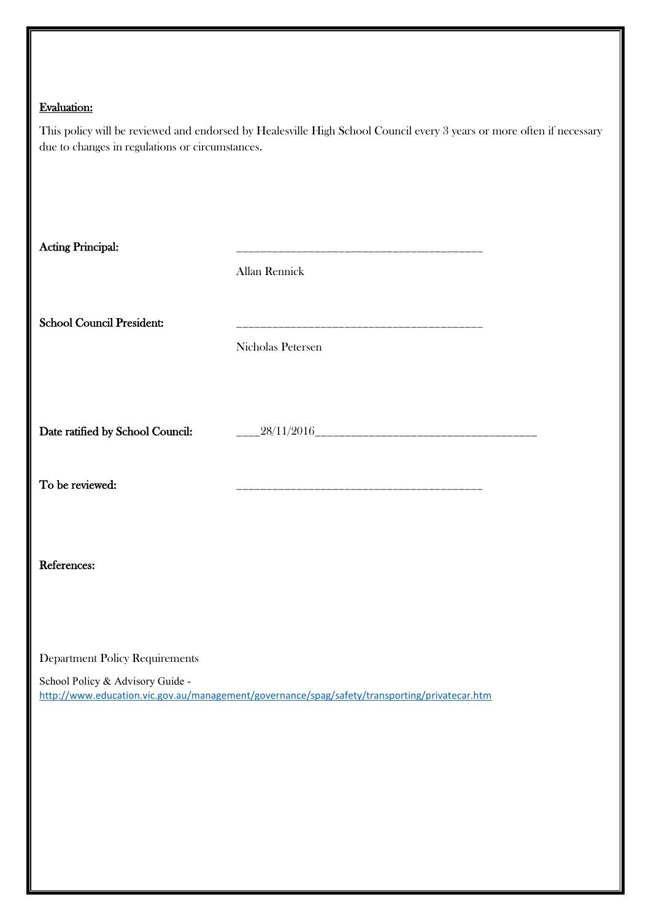**Evaluation:**

This policy will be reviewed and endorsed by Healesville High School Council every 3 years or more often if necessary due to changes in regulations or circumstances.

**Acting Principal:** ________________________________________

Allan Rennick

**School Council President:** ________________________________________

Nicholas Petersen

**Date ratified by School Council:** ____28/11/2016____________________________________

**To be reviewed:** ________________________________________

**References:**

Department Policy Requirements

School Policy & Advisory Guide - http://www.education.vic.gov.au/management/governance/spag/safety/transporting/privatecar.htm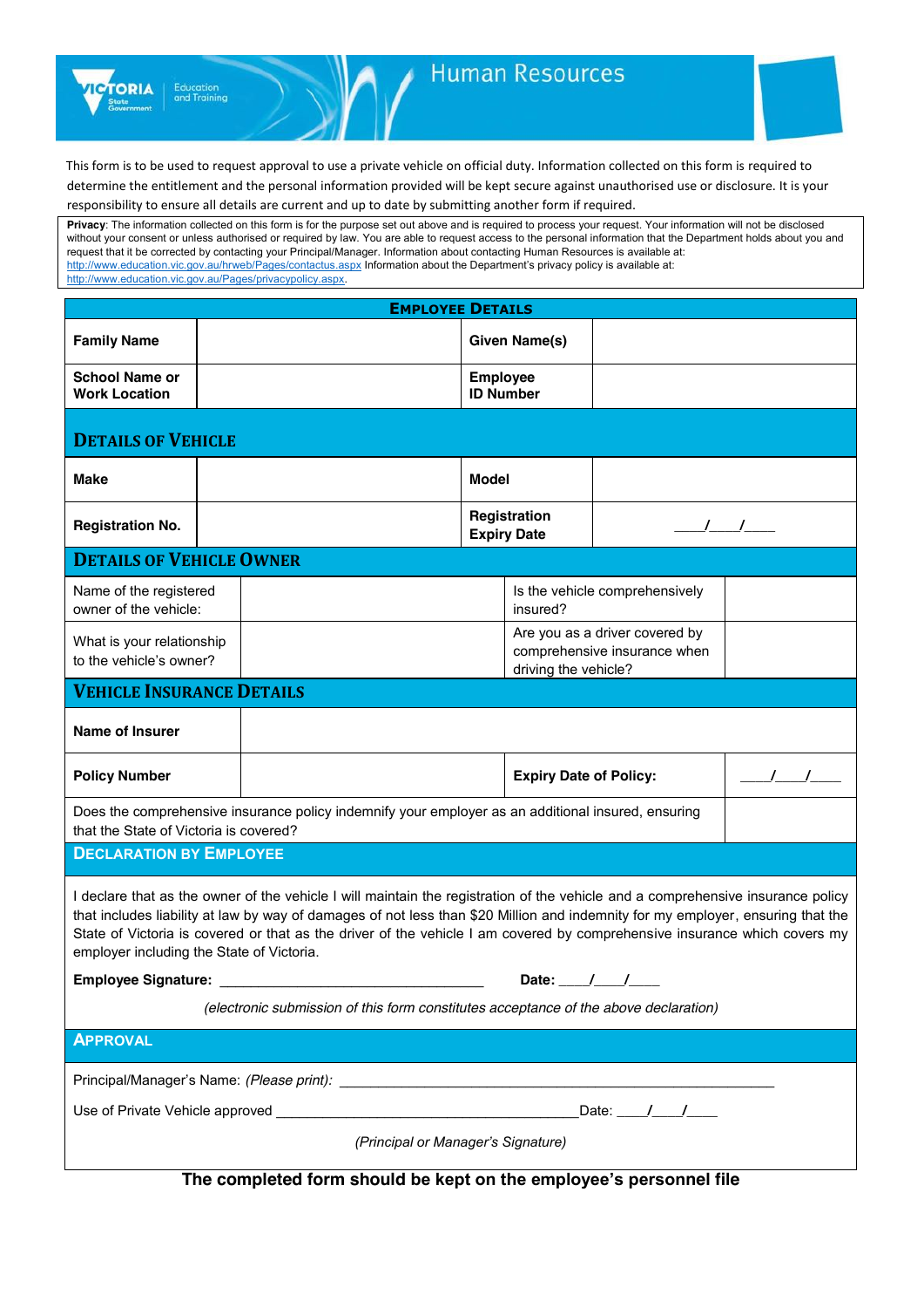# Human Resources

This form is to be used to request approval to use a private vehicle on official duty. Information collected on this form is required to determine the entitlement and the personal information provided will be kept secure against unauthorised use or disclosure. It is your responsibility to ensure all details are current and up to date by submitting another form if required.

**Privacy**: The information collected on this form is for the purpose set out above and is required to process your request. Your information will not be disclosed without your consent or unless authorised or required by law. You are able to request access to the personal information that the Department holds about you and request that it be corrected by contacting your Principal/Manager. Information about contacting Human Resources is available at: http://www.education.vic.gov.au/hrweb/Pages/contactus.aspx Information about the Department's privacy policy is available at: http://www.education.vic.gov.au/Pages/privacypolicy.aspx.

## Employee Details

| **Family Name** | | **Given Name(s)** | |
|---|---|---|---|
| **School Name or Work Location** | | **Employee ID Number** | |

## Details of Vehicle

| **Make** | | **Model** | |
|---|---|---|---|
| **Registration No.** | | **Registration Expiry Date** | ____/____/____ |

## Details of Vehicle Owner

| Name of the registered owner of the vehicle: | | Is the vehicle comprehensively insured? | |
|---|---|---|---|
| What is your relationship to the vehicle's owner? | | Are you as a driver covered by comprehensive insurance when driving the vehicle? | |

## Vehicle Insurance Details

| **Name of Insurer** | | | |
|---|---|---|---|
| **Policy Number** | | **Expiry Date of Policy:** | ____/____/____ |
| Does the comprehensive insurance policy indemnify your employer as an additional insured, ensuring that the State of Victoria is covered? | | | |

## Declaration by Employee

I declare that as the owner of the vehicle I will maintain the registration of the vehicle and a comprehensive insurance policy that includes liability at law by way of damages of not less than $20 Million and indemnity for my employer, ensuring that the State of Victoria is covered or that as the driver of the vehicle I am covered by comprehensive insurance which covers my employer including the State of Victoria.

**Employee Signature:** ________________________________ **Date:** ____/____/____

*(electronic submission of this form constitutes acceptance of the above declaration)*

## Approval

Principal/Manager's Name: *(Please print)*: ____________________________________________________________

Use of Private Vehicle approved ________________________________________ Date: ____/____/____

*(Principal or Manager's Signature)*

**The completed form should be kept on the employee's personnel file**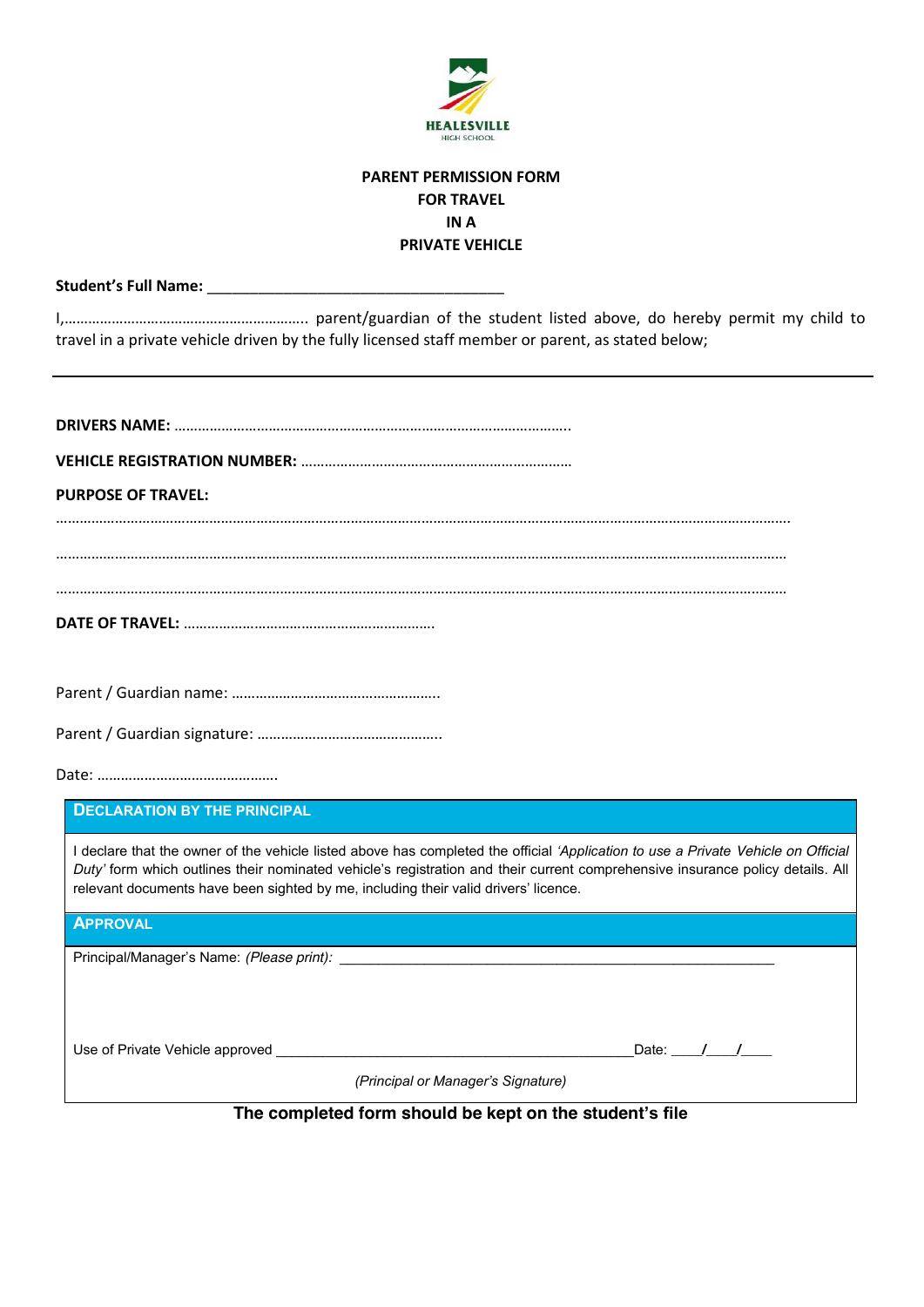HEALESVILLE
HIGH SCHOOL

**PARENT PERMISSION FORM**
**FOR TRAVEL**
**IN A**
**PRIVATE VEHICLE**

**Student's Full Name:** ____________________________________

I,…………………………………………………….. parent/guardian of the student listed above, do hereby permit my child to travel in a private vehicle driven by the fully licensed staff member or parent, as stated below;

---

**DRIVERS NAME:** ……………………………………………………………………………………….

**VEHICLE REGISTRATION NUMBER:** ……………………………………………………………

**PURPOSE OF TRAVEL:**

…………………………………………………………………………………………………………………………………………………………….

…………………………………………………………………………………………………………………………………………………………….

…………………………………………………………………………………………………………………………………………………………….

**DATE OF TRAVEL:** ………………………………………………………

Parent / Guardian name: ……………………………………………..

Parent / Guardian signature: ………………………………………..

Date: ……………………………………….

## DECLARATION BY THE PRINCIPAL

I declare that the owner of the vehicle listed above has completed the official *'Application to use a Private Vehicle on Official Duty'* form which outlines their nominated vehicle's registration and their current comprehensive insurance policy details. All relevant documents have been sighted by me, including their valid drivers' licence.

## APPROVAL

Principal/Manager's Name: *(Please print):* ____________________________________________________________

Use of Private Vehicle approved ______________________________________________ Date: ____/____/____

*(Principal or Manager's Signature)*

**The completed form should be kept on the student's file**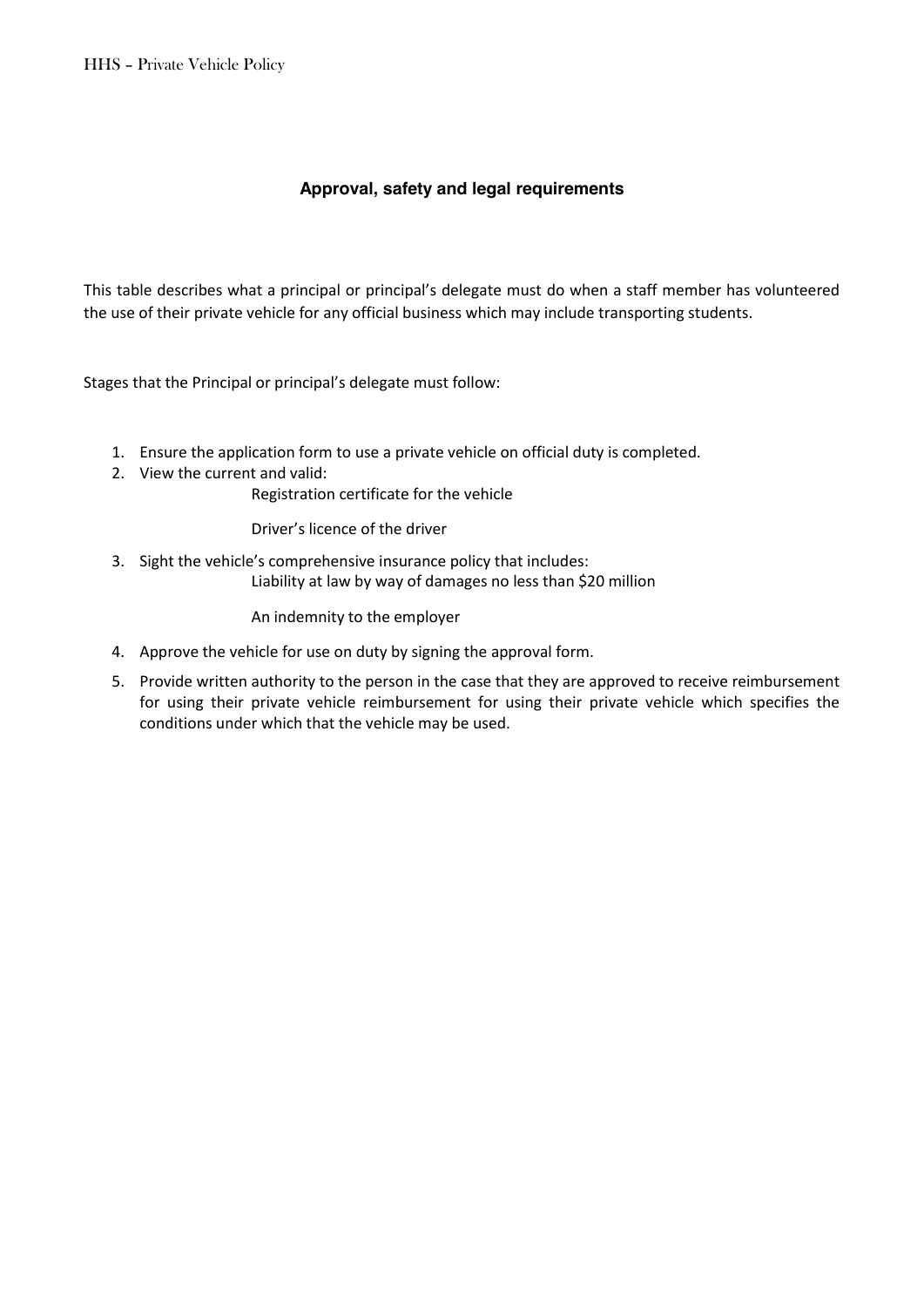## Approval, safety and legal requirements

This table describes what a principal or principal's delegate must do when a staff member has volunteered the use of their private vehicle for any official business which may include transporting students.

Stages that the Principal or principal's delegate must follow:

1. Ensure the application form to use a private vehicle on official duty is completed.
2. View the current and valid:

   Registration certificate for the vehicle

   Driver's licence of the driver
3. Sight the vehicle's comprehensive insurance policy that includes:

   Liability at law by way of damages no less than $20 million

   An indemnity to the employer
4. Approve the vehicle for use on duty by signing the approval form.
5. Provide written authority to the person in the case that they are approved to receive reimbursement for using their private vehicle reimbursement for using their private vehicle which specifies the conditions under which that the vehicle may be used.